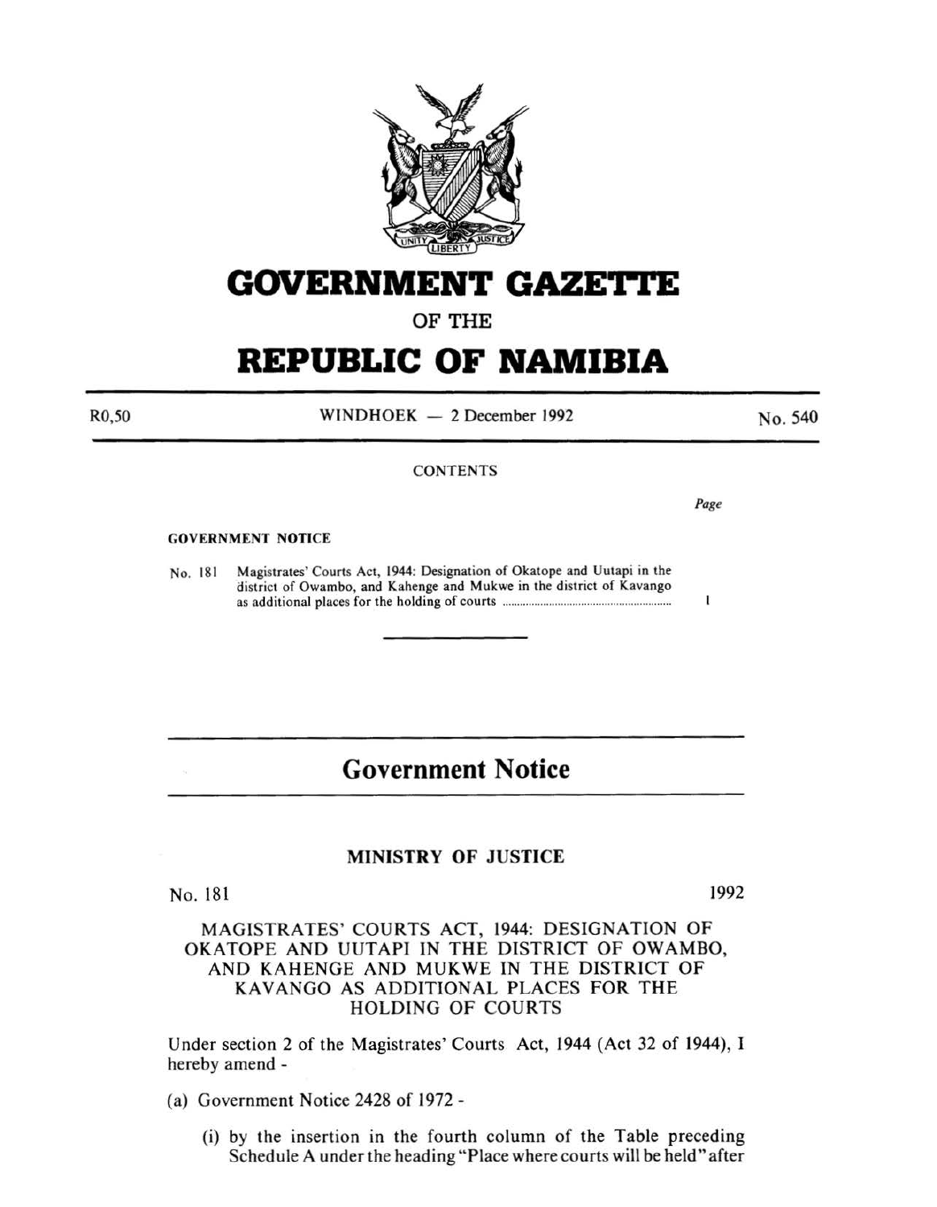# GOVERNMENT GAZETTE

OF THE

# REPUBLIC OF NAMIBIA

R0,50 WINDHOEK — 2 December 1992 No. 540

CONTENTS

*Page*

**GOVERNMENT NOTICE**

No. 181 Magistrates' Courts Act, 1944: Designation of Okatope and Uutapi in the district of Owambo, and Kahenge and Mukwe in the district of Kavango as additional places for the holding of courts ........................................................ 1

## Government Notice

### MINISTRY OF JUSTICE

No. 181 1992

MAGISTRATES' COURTS ACT, 1944: DESIGNATION OF OKATOPE AND UUTAPI IN THE DISTRICT OF OWAMBO, AND KAHENGE AND MUKWE IN THE DISTRICT OF KAVANGO AS ADDITIONAL PLACES FOR THE HOLDING OF COURTS

Under section 2 of the Magistrates' Courts Act, 1944 (Act 32 of 1944), I hereby amend -

(a) Government Notice 2428 of 1972 -

(i) by the insertion in the fourth column of the Table preceding Schedule A under the heading "Place where courts will be held" after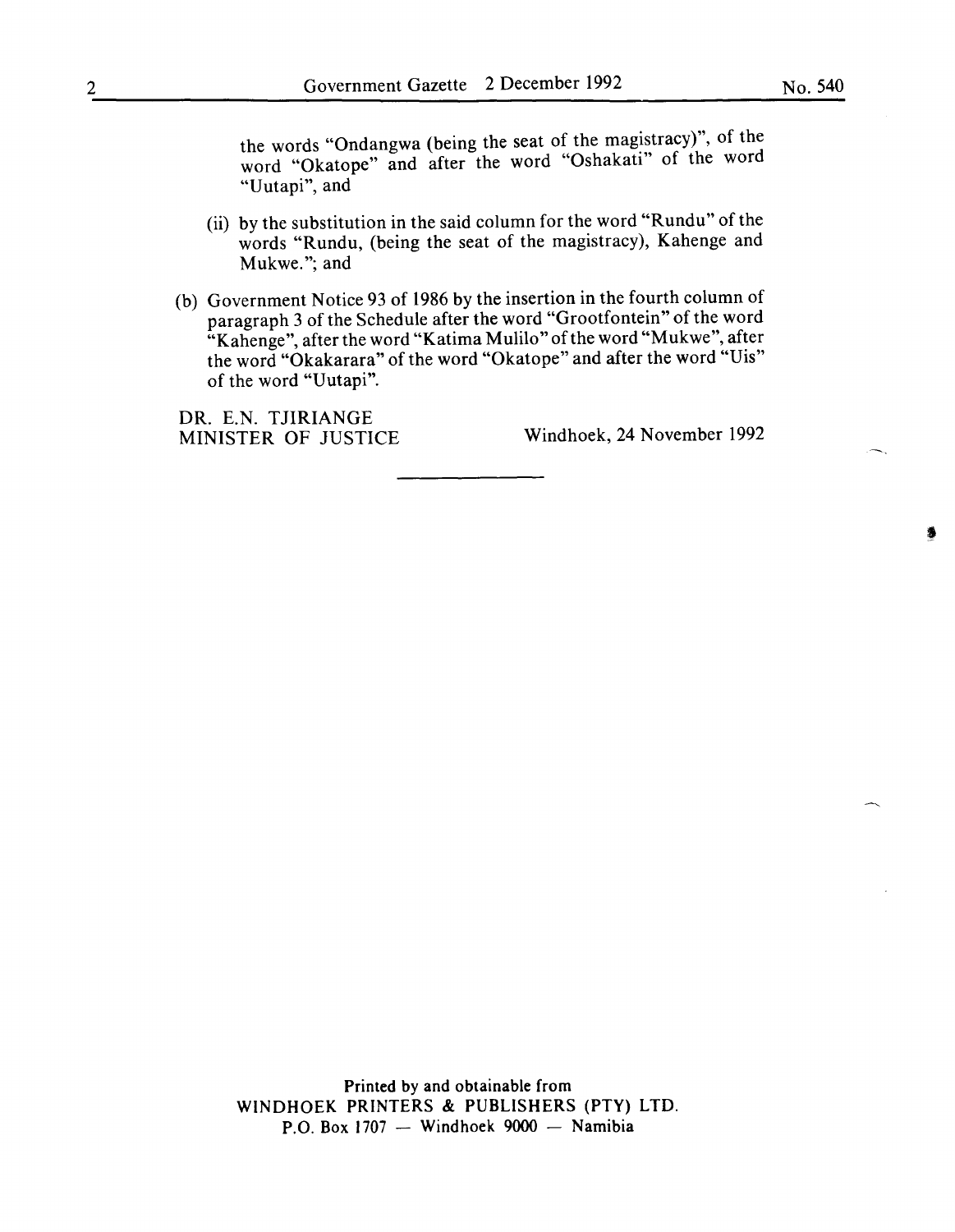the words "Ondangwa (being the seat of the magistracy)", of the word "Okatope" and after the word "Oshakati" of the word "Uutapi", and

(ii) by the substitution in the said column for the word "Rundu" of the words "Rundu, (being the seat of the magistracy), Kahenge and Mukwe."; and

(b) Government Notice 93 of 1986 by the insertion in the fourth column of paragraph 3 of the Schedule after the word "Grootfontein" of the word "Kahenge", after the word "Katima Mulilo" of the word "Mukwe", after the word "Okakarara" of the word "Okatope" and after the word "Uis" of the word "Uutapi".

DR. E.N. TJIRIANGE
MINISTER OF JUSTICE

Windhoek, 24 November 1992

---

Printed by and obtainable from
WINDHOEK PRINTERS & PUBLISHERS (PTY) LTD.
P.O. Box 1707 — Windhoek 9000 — Namibia